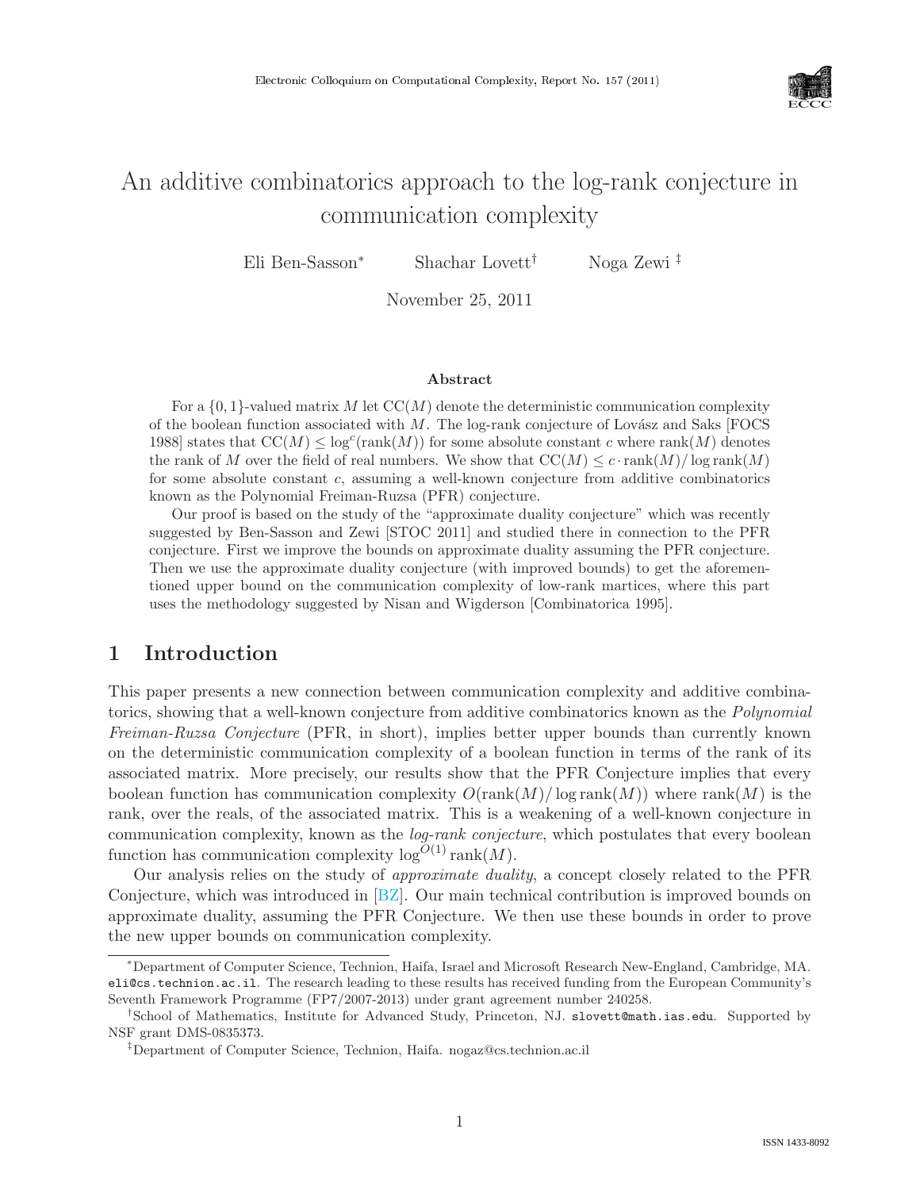# An additive combinatorics approach to the log-rank conjecture in communication complexity

Eli Ben-Sasson[*] Shachar Lovett[†] Noga Zewi[‡]

November 25, 2011

### Abstract

For a $\{0,1\}$-valued matrix $M$ let $\mathrm{CC}(M)$ denote the deterministic communication complexity of the boolean function associated with $M$. The log-rank conjecture of Lovász and Saks [FOCS 1988] states that $\mathrm{CC}(M) \le \log^c(\mathrm{rank}(M))$ for some absolute constant $c$ where $\mathrm{rank}(M)$ denotes the rank of $M$ over the field of real numbers. We show that $\mathrm{CC}(M) \le c \cdot \mathrm{rank}(M)/\log \mathrm{rank}(M)$ for some absolute constant $c$, assuming a well-known conjecture from additive combinatorics known as the Polynomial Freiman-Ruzsa (PFR) conjecture.

Our proof is based on the study of the "approximate duality conjecture" which was recently suggested by Ben-Sasson and Zewi [STOC 2011] and studied there in connection to the PFR conjecture. First we improve the bounds on approximate duality assuming the PFR conjecture. Then we use the approximate duality conjecture (with improved bounds) to get the aforementioned upper bound on the communication complexity of low-rank martices, where this part uses the methodology suggested by Nisan and Wigderson [Combinatorica 1995].

## 1 Introduction

This paper presents a new connection between communication complexity and additive combinatorics, showing that a well-known conjecture from additive combinatorics known as the *Polynomial Freiman-Ruzsa Conjecture* (PFR, in short), implies better upper bounds than currently known on the deterministic communication complexity of a boolean function in terms of the rank of its associated matrix. More precisely, our results show that the PFR Conjecture implies that every boolean function has communication complexity $O(\mathrm{rank}(M)/\log \mathrm{rank}(M))$ where $\mathrm{rank}(M)$ is the rank, over the reals, of the associated matrix. This is a weakening of a well-known conjecture in communication complexity, known as the *log-rank conjecture*, which postulates that every boolean function has communication complexity $\log^{O(1)} \mathrm{rank}(M)$.

Our analysis relies on the study of *approximate duality*, a concept closely related to the PFR Conjecture, which was introduced in [BZ]. Our main technical contribution is improved bounds on approximate duality, assuming the PFR Conjecture. We then use these bounds in order to prove the new upper bounds on communication complexity.

---

[*] Department of Computer Science, Technion, Haifa, Israel and Microsoft Research New-England, Cambridge, MA. eli@cs.technion.ac.il. The research leading to these results has received funding from the European Community's Seventh Framework Programme (FP7/2007-2013) under grant agreement number 240258.

[†] School of Mathematics, Institute for Advanced Study, Princeton, NJ. slovett@math.ias.edu. Supported by NSF grant DMS-0835373.

[‡] Department of Computer Science, Technion, Haifa. nogaz@cs.technion.ac.il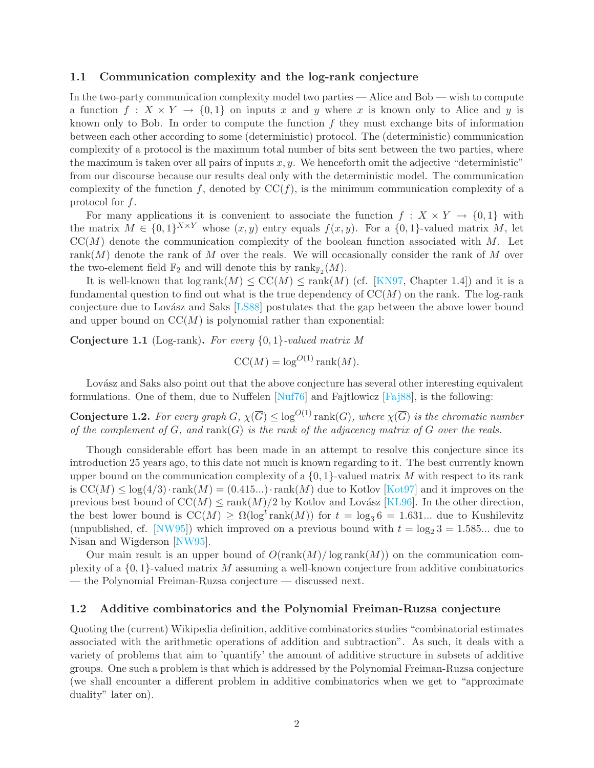### 1.1 Communication complexity and the log-rank conjecture

In the two-party communication complexity model two parties — Alice and Bob — wish to compute a function $f : X \times Y \to \{0,1\}$ on inputs $x$ and $y$ where $x$ is known only to Alice and $y$ is known only to Bob. In order to compute the function $f$ they must exchange bits of information between each other according to some (deterministic) protocol. The (deterministic) communication complexity of a protocol is the maximum total number of bits sent between the two parties, where the maximum is taken over all pairs of inputs $x, y$. We henceforth omit the adjective "deterministic" from our discourse because our results deal only with the deterministic model. The communication complexity of the function $f$, denoted by $\mathrm{CC}(f)$, is the minimum communication complexity of a protocol for $f$.

For many applications it is convenient to associate the function $f : X \times Y \to \{0,1\}$ with the matrix $M \in \{0,1\}^{X \times Y}$ whose $(x,y)$ entry equals $f(x,y)$. For a $\{0,1\}$-valued matrix $M$, let $\mathrm{CC}(M)$ denote the communication complexity of the boolean function associated with $M$. Let $\mathrm{rank}(M)$ denote the rank of $M$ over the reals. We will occasionally consider the rank of $M$ over the two-element field $\mathbb{F}_2$ and will denote this by $\mathrm{rank}_{\mathbb{F}_2}(M)$.

It is well-known that $\log \mathrm{rank}(M) \leq \mathrm{CC}(M) \leq \mathrm{rank}(M)$ (cf. [KN97, Chapter 1.4]) and it is a fundamental question to find out what is the true dependency of $\mathrm{CC}(M)$ on the rank. The log-rank conjecture due to Lovász and Saks [LS88] postulates that the gap between the above lower bound and upper bound on $\mathrm{CC}(M)$ is polynomial rather than exponential:

**Conjecture 1.1** (Log-rank)**.** *For every $\{0,1\}$-valued matrix $M$*

$$\mathrm{CC}(M) = \log^{O(1)} \mathrm{rank}(M).$$

Lovász and Saks also point out that the above conjecture has several other interesting equivalent formulations. One of them, due to Nuffelen [Nuf76] and Fajtlowicz [Faj88], is the following:

**Conjecture 1.2.** *For every graph $G$, $\chi(\overline{G}) \leq \log^{O(1)} \mathrm{rank}(G)$, where $\chi(\overline{G})$ is the chromatic number of the complement of $G$, and $\mathrm{rank}(G)$ is the rank of the adjacency matrix of $G$ over the reals.*

Though considerable effort has been made in an attempt to resolve this conjecture since its introduction 25 years ago, to this date not much is known regarding to it. The best currently known upper bound on the communication complexity of a $\{0,1\}$-valued matrix $M$ with respect to its rank is $\mathrm{CC}(M) \leq \log(4/3) \cdot \mathrm{rank}(M) = (0.415...) \cdot \mathrm{rank}(M)$ due to Kotlov [Kot97] and it improves on the previous best bound of $\mathrm{CC}(M) \leq \mathrm{rank}(M)/2$ by Kotlov and Lovász [KL96]. In the other direction, the best lower bound is $\mathrm{CC}(M) \geq \Omega(\log^t \mathrm{rank}(M))$ for $t = \log_3 6 = 1.631...$ due to Kushilevitz (unpublished, cf. [NW95]) which improved on a previous bound with $t = \log_2 3 = 1.585...$ due to Nisan and Wigderson [NW95].

Our main result is an upper bound of $O(\mathrm{rank}(M)/\log \mathrm{rank}(M))$ on the communication complexity of a $\{0,1\}$-valued matrix $M$ assuming a well-known conjecture from additive combinatorics — the Polynomial Freiman-Ruzsa conjecture — discussed next.

### 1.2 Additive combinatorics and the Polynomial Freiman-Ruzsa conjecture

Quoting the (current) Wikipedia definition, additive combinatorics studies "combinatorial estimates associated with the arithmetic operations of addition and subtraction". As such, it deals with a variety of problems that aim to 'quantify' the amount of additive structure in subsets of additive groups. One such a problem is that which is addressed by the Polynomial Freiman-Ruzsa conjecture (we shall encounter a different problem in additive combinatorics when we get to "approximate duality" later on).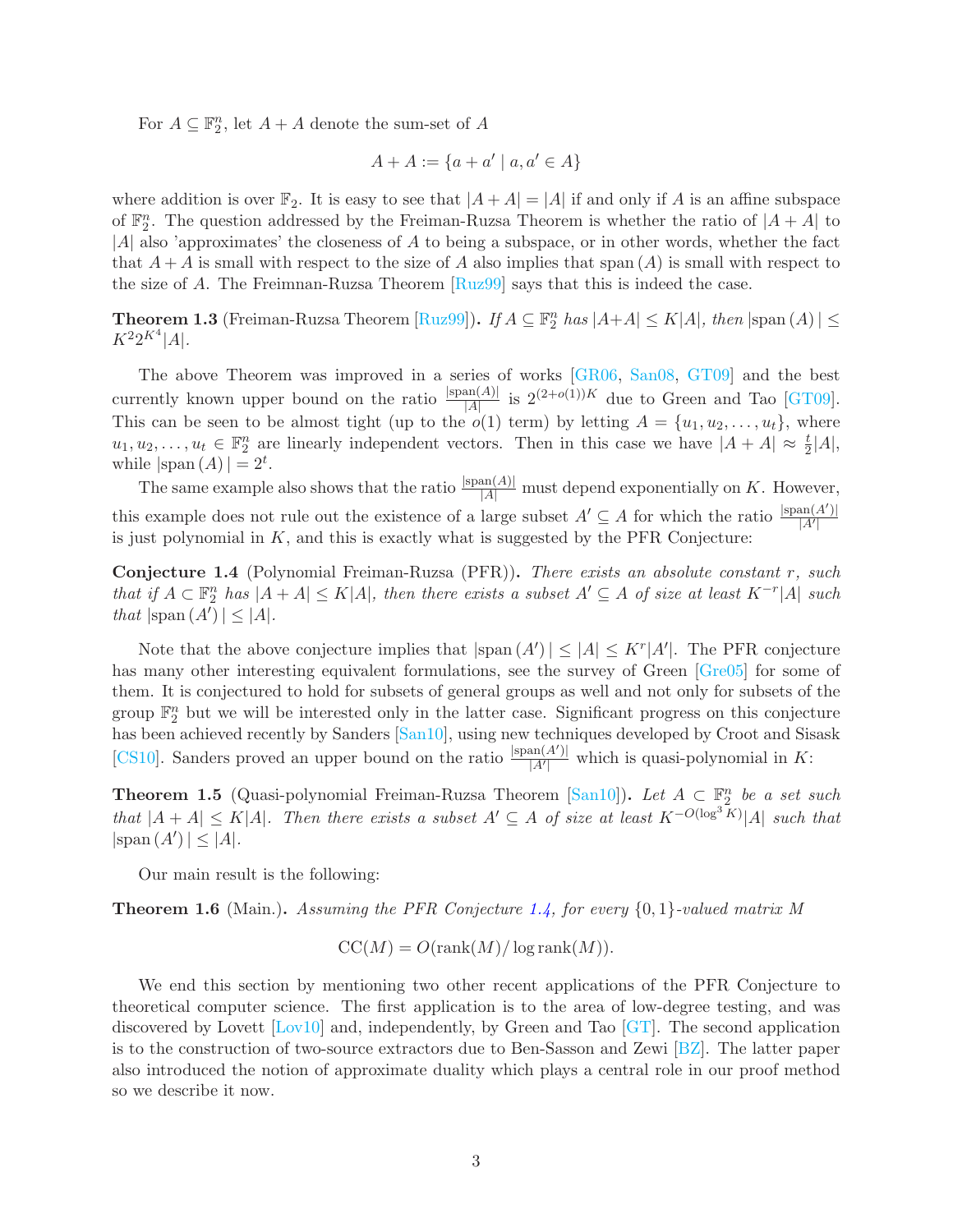For $A \subseteq \mathbb{F}_2^n$, let $A + A$ denote the sum-set of $A$

$$A + A := \{a + a' \mid a, a' \in A\}$$

where addition is over $\mathbb{F}_2$. It is easy to see that $|A + A| = |A|$ if and only if $A$ is an affine subspace of $\mathbb{F}_2^n$. The question addressed by the Freiman-Ruzsa Theorem is whether the ratio of $|A + A|$ to $|A|$ also 'approximates' the closeness of $A$ to being a subspace, or in other words, whether the fact that $A + A$ is small with respect to the size of $A$ also implies that $\text{span}(A)$ is small with respect to the size of $A$. The Freimnan-Ruzsa Theorem [Ruz99] says that this is indeed the case.

**Theorem 1.3** (Freiman-Ruzsa Theorem [Ruz99]). *If $A \subseteq \mathbb{F}_2^n$ has $|A+A| \leq K|A|$, then $|\text{span}(A)| \leq K^2 2^{K^4} |A|$.*

The above Theorem was improved in a series of works [GR06, San08, GT09] and the best currently known upper bound on the ratio $\frac{|\text{span}(A)|}{|A|}$ is $2^{(2+o(1))K}$ due to Green and Tao [GT09]. This can be seen to be almost tight (up to the $o(1)$ term) by letting $A = \{u_1, u_2, \ldots, u_t\}$, where $u_1, u_2, \ldots, u_t \in \mathbb{F}_2^n$ are linearly independent vectors. Then in this case we have $|A + A| \approx \frac{t}{2}|A|$, while $|\text{span}(A)| = 2^t$.

The same example also shows that the ratio $\frac{|\text{span}(A)|}{|A|}$ must depend exponentially on $K$. However, this example does not rule out the existence of a large subset $A' \subseteq A$ for which the ratio $\frac{|\text{span}(A')|}{|A'|}$ is just polynomial in $K$, and this is exactly what is suggested by the PFR Conjecture:

**Conjecture 1.4** (Polynomial Freiman-Ruzsa (PFR)). *There exists an absolute constant $r$, such that if $A \subset \mathbb{F}_2^n$ has $|A + A| \leq K|A|$, then there exists a subset $A' \subseteq A$ of size at least $K^{-r}|A|$ such that $|\text{span}(A')| \leq |A|$.*

Note that the above conjecture implies that $|\text{span}(A')| \leq |A| \leq K^r |A'|$. The PFR conjecture has many other interesting equivalent formulations, see the survey of Green [Gre05] for some of them. It is conjectured to hold for subsets of general groups as well and not only for subsets of the group $\mathbb{F}_2^n$ but we will be interested only in the latter case. Significant progress on this conjecture has been achieved recently by Sanders [San10], using new techniques developed by Croot and Sisask [CS10]. Sanders proved an upper bound on the ratio $\frac{|\text{span}(A')|}{|A'|}$ which is quasi-polynomial in $K$:

**Theorem 1.5** (Quasi-polynomial Freiman-Ruzsa Theorem [San10]). *Let $A \subset \mathbb{F}_2^n$ be a set such that $|A + A| \leq K|A|$. Then there exists a subset $A' \subseteq A$ of size at least $K^{-O(\log^3 K)}|A|$ such that $|\text{span}(A')| \leq |A|$.*

Our main result is the following:

**Theorem 1.6** (Main.). *Assuming the PFR Conjecture 1.4, for every $\{0,1\}$-valued matrix $M$*

$$\text{CC}(M) = O(\text{rank}(M)/\log \text{rank}(M)).$$

We end this section by mentioning two other recent applications of the PFR Conjecture to theoretical computer science. The first application is to the area of low-degree testing, and was discovered by Lovett [Lov10] and, independently, by Green and Tao [GT]. The second application is to the construction of two-source extractors due to Ben-Sasson and Zewi [BZ]. The latter paper also introduced the notion of approximate duality which plays a central role in our proof method so we describe it now.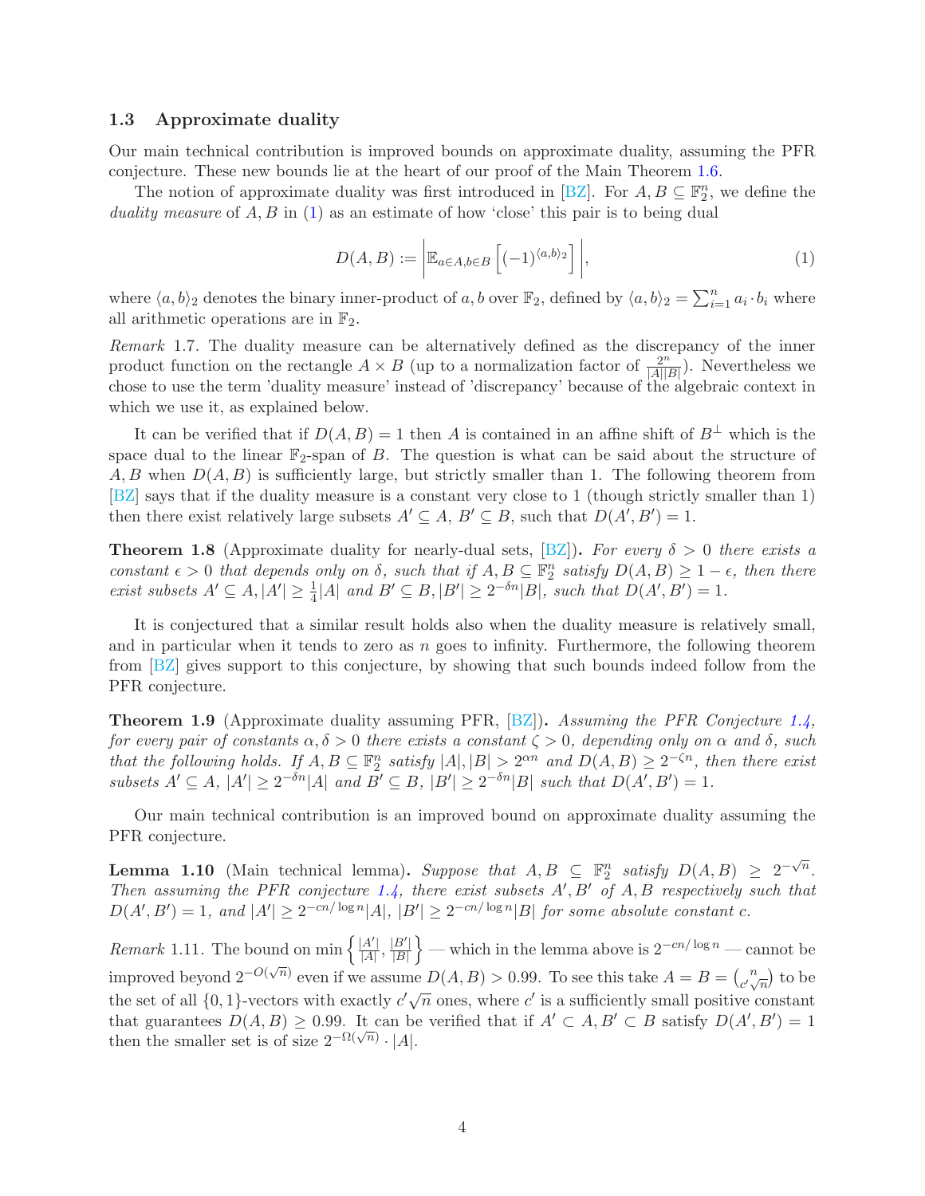### 1.3 Approximate duality

Our main technical contribution is improved bounds on approximate duality, assuming the PFR conjecture. These new bounds lie at the heart of our proof of the Main Theorem 1.6.

The notion of approximate duality was first introduced in [BZ]. For $A, B \subseteq \mathbb{F}_2^n$, we define the *duality measure* of $A, B$ in (1) as an estimate of how 'close' this pair is to being dual

$$D(A,B) := \left| \mathbb{E}_{a \in A, b \in B} \left[ (-1)^{\langle a,b \rangle_2} \right] \right|, \tag{1}$$

where $\langle a,b \rangle_2$ denotes the binary inner-product of $a, b$ over $\mathbb{F}_2$, defined by $\langle a,b \rangle_2 = \sum_{i=1}^n a_i \cdot b_i$ where all arithmetic operations are in $\mathbb{F}_2$.

*Remark* 1.7. The duality measure can be alternatively defined as the discrepancy of the inner product function on the rectangle $A \times B$ (up to a normalization factor of $\frac{2^n}{|A||B|}$). Nevertheless we chose to use the term 'duality measure' instead of 'discrepancy' because of the algebraic context in which we use it, as explained below.

It can be verified that if $D(A, B) = 1$ then $A$ is contained in an affine shift of $B^\perp$ which is the space dual to the linear $\mathbb{F}_2$-span of $B$. The question is what can be said about the structure of $A, B$ when $D(A, B)$ is sufficiently large, but strictly smaller than 1. The following theorem from [BZ] says that if the duality measure is a constant very close to 1 (though strictly smaller than 1) then there exist relatively large subsets $A' \subseteq A$, $B' \subseteq B$, such that $D(A', B') = 1$.

**Theorem 1.8** (Approximate duality for nearly-dual sets, [BZ])**.** *For every $\delta > 0$ there exists a constant $\epsilon > 0$ that depends only on $\delta$, such that if $A, B \subseteq \mathbb{F}_2^n$ satisfy $D(A, B) \geq 1 - \epsilon$, then there exist subsets $A' \subseteq A, |A'| \geq \frac{1}{4}|A|$ and $B' \subseteq B, |B'| \geq 2^{-\delta n}|B|$, such that $D(A', B') = 1$.*

It is conjectured that a similar result holds also when the duality measure is relatively small, and in particular when it tends to zero as $n$ goes to infinity. Furthermore, the following theorem from [BZ] gives support to this conjecture, by showing that such bounds indeed follow from the PFR conjecture.

**Theorem 1.9** (Approximate duality assuming PFR, [BZ])**.** *Assuming the PFR Conjecture 1.4, for every pair of constants $\alpha, \delta > 0$ there exists a constant $\zeta > 0$, depending only on $\alpha$ and $\delta$, such that the following holds. If $A, B \subseteq \mathbb{F}_2^n$ satisfy $|A|, |B| > 2^{\alpha n}$ and $D(A, B) \geq 2^{-\zeta n}$, then there exist subsets $A' \subseteq A$, $|A'| \geq 2^{-\delta n}|A|$ and $B' \subseteq B$, $|B'| \geq 2^{-\delta n}|B|$ such that $D(A', B') = 1$.*

Our main technical contribution is an improved bound on approximate duality assuming the PFR conjecture.

**Lemma 1.10** (Main technical lemma)**.** *Suppose that $A, B \subseteq \mathbb{F}_2^n$ satisfy $D(A, B) \geq 2^{-\sqrt{n}}$. Then assuming the PFR conjecture 1.4, there exist subsets $A', B'$ of $A, B$ respectively such that $D(A', B') = 1$, and $|A'| \geq 2^{-cn/\log n}|A|$, $|B'| \geq 2^{-cn/\log n}|B|$ for some absolute constant $c$.*

*Remark* 1.11. The bound on $\min\left\{\frac{|A'|}{|A|}, \frac{|B'|}{|B|}\right\}$ — which in the lemma above is $2^{-cn/\log n}$ — cannot be improved beyond $2^{-O(\sqrt{n})}$ even if we assume $D(A, B) > 0.99$. To see this take $A = B = \binom{n}{c'\sqrt{n}}$ to be the set of all $\{0,1\}$-vectors with exactly $c'\sqrt{n}$ ones, where $c'$ is a sufficiently small positive constant that guarantees $D(A, B) \geq 0.99$. It can be verified that if $A' \subset A, B' \subset B$ satisfy $D(A', B') = 1$ then the smaller set is of size $2^{-\Omega(\sqrt{n})} \cdot |A|$.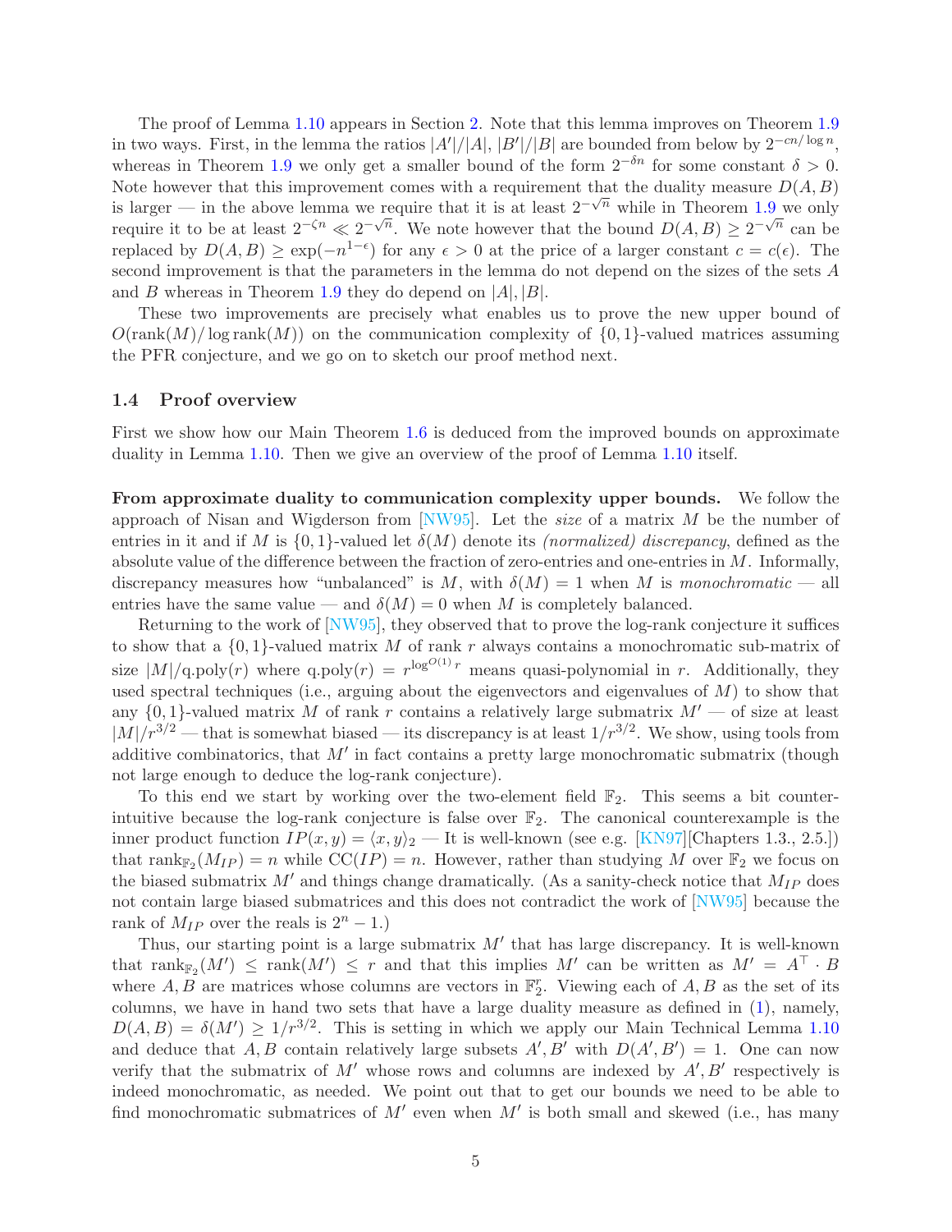The proof of Lemma 1.10 appears in Section 2. Note that this lemma improves on Theorem 1.9 in two ways. First, in the lemma the ratios $|A'|/|A|$, $|B'|/|B|$ are bounded from below by $2^{-cn/\log n}$, whereas in Theorem 1.9 we only get a smaller bound of the form $2^{-\delta n}$ for some constant $\delta > 0$. Note however that this improvement comes with a requirement that the duality measure $D(A,B)$ is larger — in the above lemma we require that it is at least $2^{-\sqrt{n}}$ while in Theorem 1.9 we only require it to be at least $2^{-\zeta n} \ll 2^{-\sqrt{n}}$. We note however that the bound $D(A,B) \geq 2^{-\sqrt{n}}$ can be replaced by $D(A,B) \geq \exp(-n^{1-\epsilon})$ for any $\epsilon > 0$ at the price of a larger constant $c = c(\epsilon)$. The second improvement is that the parameters in the lemma do not depend on the sizes of the sets $A$ and $B$ whereas in Theorem 1.9 they do depend on $|A|, |B|$.

These two improvements are precisely what enables us to prove the new upper bound of $O(\text{rank}(M)/\log \text{rank}(M))$ on the communication complexity of $\{0,1\}$-valued matrices assuming the PFR conjecture, and we go on to sketch our proof method next.

### 1.4 Proof overview

First we show how our Main Theorem 1.6 is deduced from the improved bounds on approximate duality in Lemma 1.10. Then we give an overview of the proof of Lemma 1.10 itself.

**From approximate duality to communication complexity upper bounds.** We follow the approach of Nisan and Wigderson from [NW95]. Let the *size* of a matrix $M$ be the number of entries in it and if $M$ is $\{0,1\}$-valued let $\delta(M)$ denote its *(normalized) discrepancy*, defined as the absolute value of the difference between the fraction of zero-entries and one-entries in $M$. Informally, discrepancy measures how "unbalanced" is $M$, with $\delta(M) = 1$ when $M$ is *monochromatic* — all entries have the same value — and $\delta(M) = 0$ when $M$ is completely balanced.

Returning to the work of [NW95], they observed that to prove the log-rank conjecture it suffices to show that a $\{0,1\}$-valued matrix $M$ of rank $r$ always contains a monochromatic sub-matrix of size $|M|/\text{q.poly}(r)$ where $\text{q.poly}(r) = r^{\log^{O(1)} r}$ means quasi-polynomial in $r$. Additionally, they used spectral techniques (i.e., arguing about the eigenvectors and eigenvalues of $M$) to show that any $\{0,1\}$-valued matrix $M$ of rank $r$ contains a relatively large submatrix $M'$ — of size at least $|M|/r^{3/2}$ — that is somewhat biased — its discrepancy is at least $1/r^{3/2}$. We show, using tools from additive combinatorics, that $M'$ in fact contains a pretty large monochromatic submatrix (though not large enough to deduce the log-rank conjecture).

To this end we start by working over the two-element field $\mathbb{F}_2$. This seems a bit counter-intuitive because the log-rank conjecture is false over $\mathbb{F}_2$. The canonical counterexample is the inner product function $IP(x,y) = \langle x, y\rangle_2$ — It is well-known (see e.g. [KN97][Chapters 1.3., 2.5.]) that $\text{rank}_{\mathbb{F}_2}(M_{IP}) = n$ while $\text{CC}(IP) = n$. However, rather than studying $M$ over $\mathbb{F}_2$ we focus on the biased submatrix $M'$ and things change dramatically. (As a sanity-check notice that $M_{IP}$ does not contain large biased submatrices and this does not contradict the work of [NW95] because the rank of $M_{IP}$ over the reals is $2^n - 1$.)

Thus, our starting point is a large submatrix $M'$ that has large discrepancy. It is well-known that $\text{rank}_{\mathbb{F}_2}(M') \leq \text{rank}(M') \leq r$ and that this implies $M'$ can be written as $M' = A^\top \cdot B$ where $A, B$ are matrices whose columns are vectors in $\mathbb{F}_2^r$. Viewing each of $A, B$ as the set of its columns, we have in hand two sets that have a large duality measure as defined in (1), namely, $D(A,B) = \delta(M') \geq 1/r^{3/2}$. This is setting in which we apply our Main Technical Lemma 1.10 and deduce that $A, B$ contain relatively large subsets $A', B'$ with $D(A', B') = 1$. One can now verify that the submatrix of $M'$ whose rows and columns are indexed by $A', B'$ respectively is indeed monochromatic, as needed. We point out that to get our bounds we need to be able to find monochromatic submatrices of $M'$ even when $M'$ is both small and skewed (i.e., has many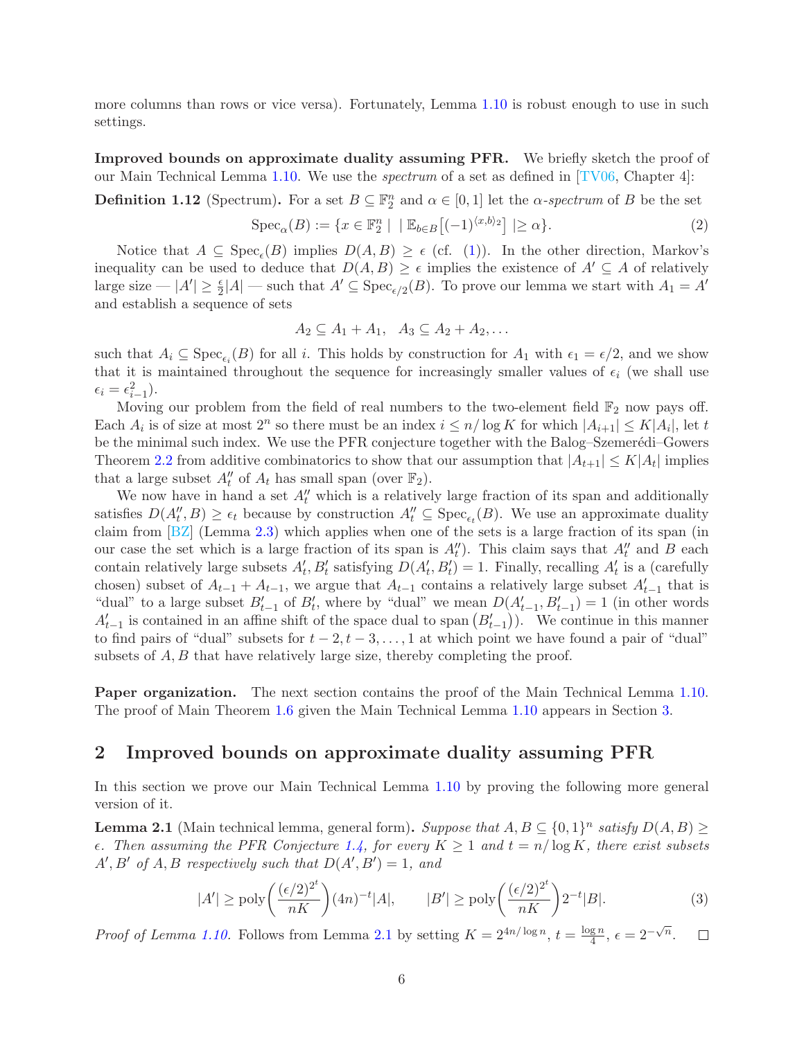more columns than rows or vice versa). Fortunately, Lemma 1.10 is robust enough to use in such settings.

**Improved bounds on approximate duality assuming PFR.** We briefly sketch the proof of our Main Technical Lemma 1.10. We use the *spectrum* of a set as defined in [TV06, Chapter 4]:

**Definition 1.12** (Spectrum)**.** For a set $B \subseteq \mathbb{F}_2^n$ and $\alpha \in [0,1]$ let the *$\alpha$-spectrum* of $B$ be the set

$$\mathrm{Spec}_\alpha(B) := \{x \in \mathbb{F}_2^n \mid \ |\mathbb{E}_{b \in B}\big[(-1)^{\langle x,b\rangle_2}\big]\ | \geq \alpha\}. \tag{2}$$

Notice that $A \subseteq \mathrm{Spec}_\epsilon(B)$ implies $D(A,B) \geq \epsilon$ (cf. (1)). In the other direction, Markov's inequality can be used to deduce that $D(A,B) \geq \epsilon$ implies the existence of $A' \subseteq A$ of relatively large size — $|A'| \geq \frac{\epsilon}{2}|A|$ — such that $A' \subseteq \mathrm{Spec}_{\epsilon/2}(B)$. To prove our lemma we start with $A_1 = A'$ and establish a sequence of sets

$$A_2 \subseteq A_1 + A_1, \quad A_3 \subseteq A_2 + A_2, \ldots$$

such that $A_i \subseteq \mathrm{Spec}_{\epsilon_i}(B)$ for all $i$. This holds by construction for $A_1$ with $\epsilon_1 = \epsilon/2$, and we show that it is maintained throughout the sequence for increasingly smaller values of $\epsilon_i$ (we shall use $\epsilon_i = \epsilon_{i-1}^2$).

Moving our problem from the field of real numbers to the two-element field $\mathbb{F}_2$ now pays off. Each $A_i$ is of size at most $2^n$ so there must be an index $i \leq n/\log K$ for which $|A_{i+1}| \leq K|A_i|$, let $t$ be the minimal such index. We use the PFR conjecture together with the Balog–Szemerédi–Gowers Theorem 2.2 from additive combinatorics to show that our assumption that $|A_{t+1}| \leq K|A_t|$ implies that a large subset $A''_t$ of $A_t$ has small span (over $\mathbb{F}_2$).

We now have in hand a set $A''_t$ which is a relatively large fraction of its span and additionally satisfies $D(A''_t, B) \geq \epsilon_t$ because by construction $A''_t \subseteq \mathrm{Spec}_{\epsilon_t}(B)$. We use an approximate duality claim from [BZ] (Lemma 2.3) which applies when one of the sets is a large fraction of its span (in our case the set which is a large fraction of its span is $A''_t$). This claim says that $A''_t$ and $B$ each contain relatively large subsets $A'_t, B'_t$ satisfying $D(A'_t, B'_t) = 1$. Finally, recalling $A'_t$ is a (carefully chosen) subset of $A_{t-1} + A_{t-1}$, we argue that $A_{t-1}$ contains a relatively large subset $A'_{t-1}$ that is "dual" to a large subset $B'_{t-1}$ of $B'_t$, where by "dual" we mean $D(A'_{t-1}, B'_{t-1}) = 1$ (in other words $A'_{t-1}$ is contained in an affine shift of the space dual to $\mathrm{span}\left(B'_{t-1}\right)$). We continue in this manner to find pairs of "dual" subsets for $t-2, t-3, \ldots, 1$ at which point we have found a pair of "dual" subsets of $A, B$ that have relatively large size, thereby completing the proof.

**Paper organization.** The next section contains the proof of the Main Technical Lemma 1.10. The proof of Main Theorem 1.6 given the Main Technical Lemma 1.10 appears in Section 3.

## 2 Improved bounds on approximate duality assuming PFR

In this section we prove our Main Technical Lemma 1.10 by proving the following more general version of it.

**Lemma 2.1** (Main technical lemma, general form)**.** *Suppose that $A, B \subseteq \{0,1\}^n$ satisfy $D(A,B) \geq \epsilon$. Then assuming the PFR Conjecture 1.4, for every $K \geq 1$ and $t = n/\log K$, there exist subsets $A', B'$ of $A, B$ respectively such that $D(A', B') = 1$, and*

$$|A'| \geq \mathrm{poly}\left(\frac{(\epsilon/2)^{2^t}}{nK}\right)(4n)^{-t}|A|, \qquad |B'| \geq \mathrm{poly}\left(\frac{(\epsilon/2)^{2^t}}{nK}\right)2^{-t}|B|. \tag{3}$$

*Proof of Lemma 1.10.* Follows from Lemma 2.1 by setting $K = 2^{4n/\log n}$, $t = \frac{\log n}{4}$, $\epsilon = 2^{-\sqrt{n}}$. $\square$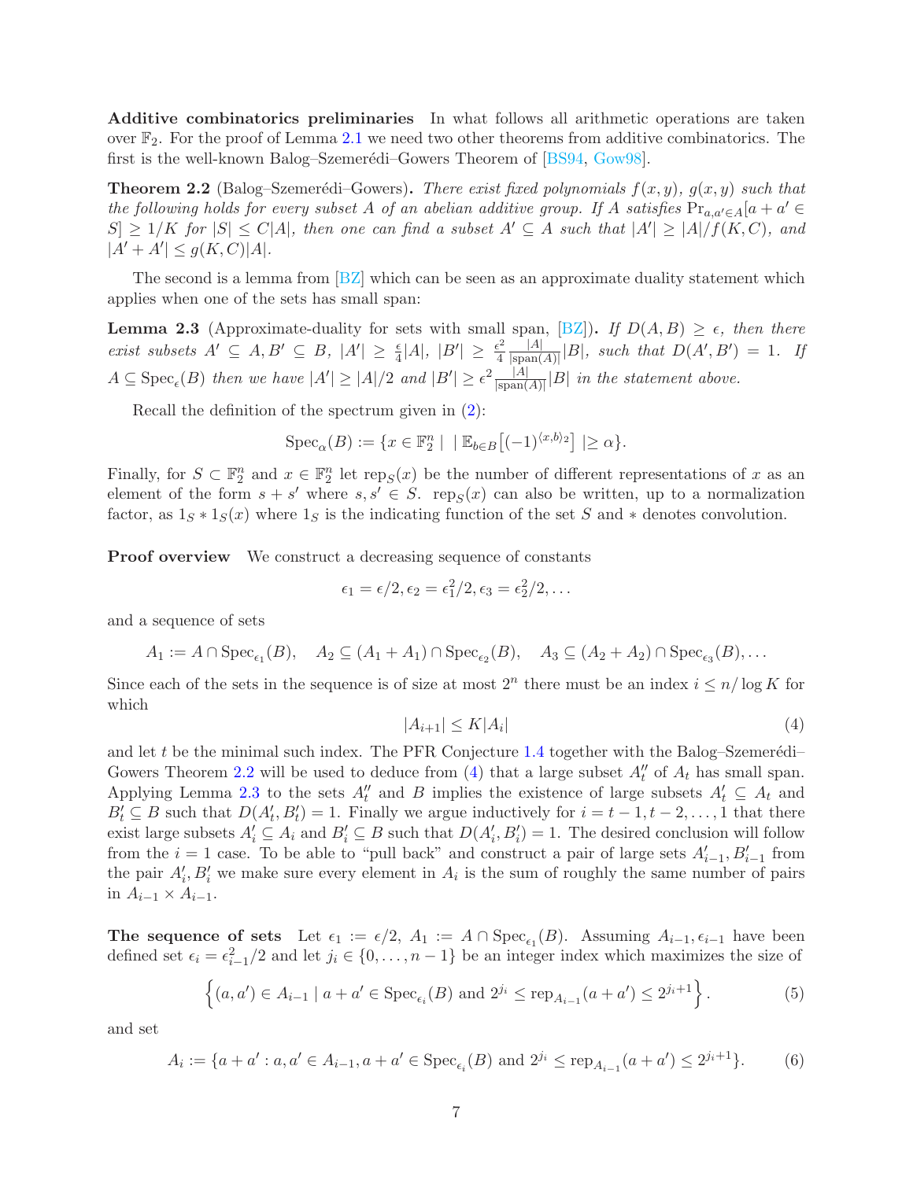**Additive combinatorics preliminaries** In what follows all arithmetic operations are taken over $\mathbb{F}_2$. For the proof of Lemma 2.1 we need two other theorems from additive combinatorics. The first is the well-known Balog–Szemerédi–Gowers Theorem of [BS94, Gow98].

**Theorem 2.2** (Balog–Szemerédi–Gowers)**.** *There exist fixed polynomials $f(x,y)$, $g(x,y)$ such that the following holds for every subset $A$ of an abelian additive group. If $A$ satisfies $\Pr_{a,a' \in A}[a + a' \in S] \geq 1/K$ for $|S| \leq C|A|$, then one can find a subset $A' \subseteq A$ such that $|A'| \geq |A|/f(K,C)$, and $|A' + A'| \leq g(K,C)|A|$.*

The second is a lemma from [BZ] which can be seen as an approximate duality statement which applies when one of the sets has small span:

**Lemma 2.3** (Approximate-duality for sets with small span, [BZ])**.** *If $D(A,B) \geq \epsilon$, then there exist subsets $A' \subseteq A, B' \subseteq B$, $|A'| \geq \frac{\epsilon}{4}|A|$, $|B'| \geq \frac{\epsilon^2}{4}\frac{|A|}{|\mathrm{span}(A)|}|B|$, such that $D(A',B') = 1$. If $A \subseteq \mathrm{Spec}_{\epsilon}(B)$ then we have $|A'| \geq |A|/2$ and $|B'| \geq \epsilon^2 \frac{|A|}{|\mathrm{span}(A)|}|B|$ in the statement above.*

Recall the definition of the spectrum given in (2):

$$\mathrm{Spec}_{\alpha}(B) := \{x \in \mathbb{F}_2^n \mid \mid \mathbb{E}_{b \in B}\big[(-1)^{\langle x,b \rangle_2}\big] \mid \geq \alpha\}.$$

Finally, for $S \subset \mathbb{F}_2^n$ and $x \in \mathbb{F}_2^n$ let $\mathrm{rep}_S(x)$ be the number of different representations of $x$ as an element of the form $s + s'$ where $s, s' \in S$. $\mathrm{rep}_S(x)$ can also be written, up to a normalization factor, as $1_S * 1_S(x)$ where $1_S$ is the indicating function of the set $S$ and $*$ denotes convolution.

**Proof overview** We construct a decreasing sequence of constants

$$\epsilon_1 = \epsilon/2, \epsilon_2 = \epsilon_1^2/2, \epsilon_3 = \epsilon_2^2/2, \ldots$$

and a sequence of sets

$$A_1 := A \cap \mathrm{Spec}_{\epsilon_1}(B), \quad A_2 \subseteq (A_1 + A_1) \cap \mathrm{Spec}_{\epsilon_2}(B), \quad A_3 \subseteq (A_2 + A_2) \cap \mathrm{Spec}_{\epsilon_3}(B), \ldots$$

Since each of the sets in the sequence is of size at most $2^n$ there must be an index $i \leq n/\log K$ for which

$$|A_{i+1}| \leq K|A_i| \tag{4}$$

and let $t$ be the minimal such index. The PFR Conjecture 1.4 together with the Balog–Szemerédi–Gowers Theorem 2.2 will be used to deduce from (4) that a large subset $A_t''$ of $A_t$ has small span. Applying Lemma 2.3 to the sets $A_t''$ and $B$ implies the existence of large subsets $A_t' \subseteq A_t$ and $B_t' \subseteq B$ such that $D(A_t', B_t') = 1$. Finally we argue inductively for $i = t-1, t-2, \ldots, 1$ that there exist large subsets $A_i' \subseteq A_i$ and $B_i' \subseteq B$ such that $D(A_i', B_i') = 1$. The desired conclusion will follow from the $i = 1$ case. To be able to "pull back" and construct a pair of large sets $A_{i-1}', B_{i-1}'$ from the pair $A_i', B_i'$ we make sure every element in $A_i$ is the sum of roughly the same number of pairs in $A_{i-1} \times A_{i-1}$.

**The sequence of sets** Let $\epsilon_1 := \epsilon/2$, $A_1 := A \cap \mathrm{Spec}_{\epsilon_1}(B)$. Assuming $A_{i-1}, \epsilon_{i-1}$ have been defined set $\epsilon_i = \epsilon_{i-1}^2/2$ and let $j_i \in \{0, \ldots, n-1\}$ be an integer index which maximizes the size of

$$\Big\{(a,a') \in A_{i-1} \mid a + a' \in \mathrm{Spec}_{\epsilon_i}(B) \text{ and } 2^{j_i} \leq \mathrm{rep}_{A_{i-1}}(a + a') \leq 2^{j_i+1}\Big\}. \tag{5}$$

and set

$$A_i := \{a + a' : a, a' \in A_{i-1}, a + a' \in \mathrm{Spec}_{\epsilon_i}(B) \text{ and } 2^{j_i} \leq \mathrm{rep}_{A_{i-1}}(a + a') \leq 2^{j_i+1}\}. \tag{6}$$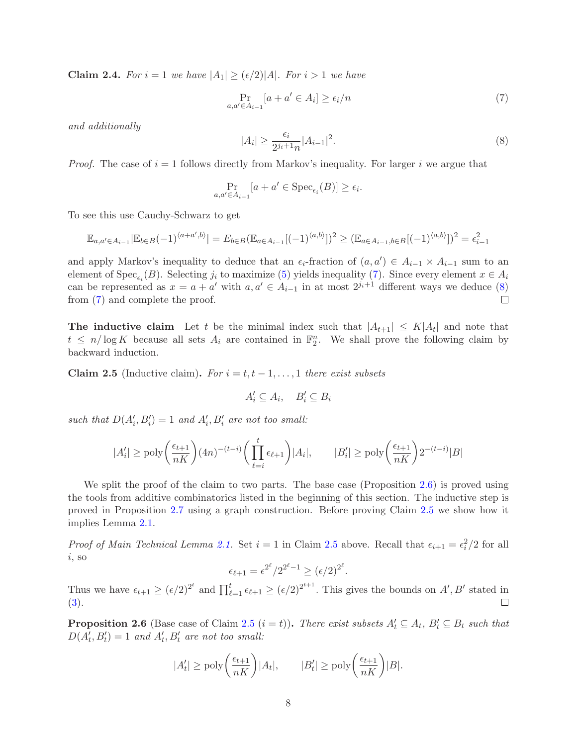**Claim 2.4.** *For $i = 1$ we have $|A_1| \geq (\epsilon/2)|A|$. For $i > 1$ we have*

$$\Pr_{a,a' \in A_{i-1}}[a + a' \in A_i] \geq \epsilon_i / n \tag{7}$$

*and additionally*

$$|A_i| \geq \frac{\epsilon_i}{2^{j_i+1} n} |A_{i-1}|^2. \tag{8}$$

*Proof.* The case of $i = 1$ follows directly from Markov's inequality. For larger $i$ we argue that

$$\Pr_{a,a' \in A_{i-1}}[a + a' \in \mathrm{Spec}_{\epsilon_i}(B)] \geq \epsilon_i.$$

To see this use Cauchy-Schwarz to get

$$\mathbb{E}_{a,a' \in A_{i-1}} |\mathbb{E}_{b \in B}(-1)^{\langle a+a', b\rangle}| = E_{b \in B}(\mathbb{E}_{a \in A_{i-1}}[(-1)^{\langle a,b\rangle}])^2 \geq (\mathbb{E}_{a \in A_{i-1}, b \in B}[(-1)^{\langle a,b \rangle}])^2 = \epsilon_{i-1}^2$$

and apply Markov's inequality to deduce that an $\epsilon_i$-fraction of $(a, a') \in A_{i-1} \times A_{i-1}$ sum to an element of $\mathrm{Spec}_{\epsilon_i}(B)$. Selecting $j_i$ to maximize (5) yields inequality (7). Since every element $x \in A_i$ can be represented as $x = a + a'$ with $a, a' \in A_{i-1}$ in at most $2^{j_i+1}$ different ways we deduce (8) from (7) and complete the proof. □

**The inductive claim** Let $t$ be the minimal index such that $|A_{t+1}| \leq K|A_t|$ and note that $t \leq n/\log K$ because all sets $A_i$ are contained in $\mathbb{F}_2^n$. We shall prove the following claim by backward induction.

**Claim 2.5** (Inductive claim)**.** *For $i = t, t-1, \ldots, 1$ there exist subsets*

$$A'_i \subseteq A_i, \quad B'_i \subseteq B_i$$

*such that $D(A'_i, B'_i) = 1$ and $A'_i, B'_i$ are not too small:*

$$|A'_i| \geq \mathrm{poly}\left(\frac{\epsilon_{t+1}}{nK}\right)(4n)^{-(t-i)}\left(\prod_{\ell=i}^{t} \epsilon_{\ell+1}\right)|A_i|, \qquad |B'_i| \geq \mathrm{poly}\left(\frac{\epsilon_{t+1}}{nK}\right)2^{-(t-i)}|B|$$

We split the proof of the claim to two parts. The base case (Proposition 2.6) is proved using the tools from additive combinatorics listed in the beginning of this section. The inductive step is proved in Proposition 2.7 using a graph construction. Before proving Claim 2.5 we show how it implies Lemma 2.1.

*Proof of Main Technical Lemma 2.1.* Set $i = 1$ in Claim 2.5 above. Recall that $\epsilon_{i+1} = \epsilon_i^2/2$ for all $i$, so

$$\epsilon_{\ell+1} = \epsilon^{2^\ell}/2^{2^\ell - 1} \geq (\epsilon/2)^{2^\ell}.$$

Thus we have $\epsilon_{t+1} \geq (\epsilon/2)^{2^t}$ and $\prod_{\ell=1}^{t} \epsilon_{\ell+1} \geq (\epsilon/2)^{2^{t+1}}$. This gives the bounds on $A', B'$ stated in (3). □

**Proposition 2.6** (Base case of Claim 2.5 ($i = t$))**.** *There exist subsets $A'_t \subseteq A_t$, $B'_t \subseteq B_t$ such that $D(A'_t, B'_t) = 1$ and $A'_t, B'_t$ are not too small:*

$$|A'_t| \geq \mathrm{poly}\left(\frac{\epsilon_{t+1}}{nK}\right)|A_t|, \qquad |B'_t| \geq \mathrm{poly}\left(\frac{\epsilon_{t+1}}{nK}\right)|B|.$$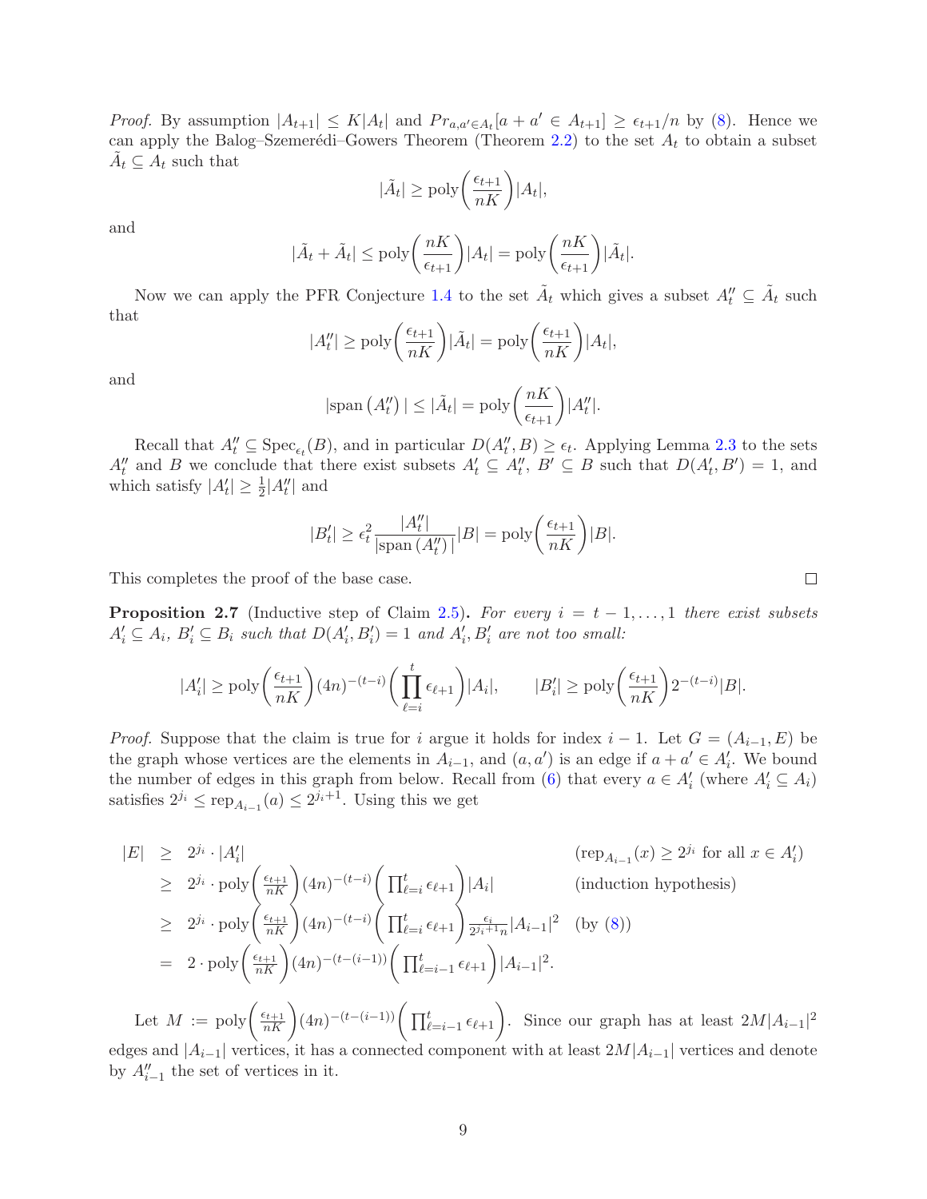*Proof.* By assumption $|A_{t+1}| \le K|A_t|$ and $Pr_{a,a' \in A_t}[a + a' \in A_{t+1}] \ge \epsilon_{t+1}/n$ by (8). Hence we can apply the Balog–Szemerédi–Gowers Theorem (Theorem 2.2) to the set $A_t$ to obtain a subset $\tilde{A}_t \subseteq A_t$ such that

$$|\tilde{A}_t| \ge \mathrm{poly}\left(\frac{\epsilon_{t+1}}{nK}\right)|A_t|,$$

and

$$|\tilde{A}_t + \tilde{A}_t| \le \mathrm{poly}\left(\frac{nK}{\epsilon_{t+1}}\right)|A_t| = \mathrm{poly}\left(\frac{nK}{\epsilon_{t+1}}\right)|\tilde{A}_t|.$$

Now we can apply the PFR Conjecture 1.4 to the set $\tilde{A}_t$ which gives a subset $A''_t \subseteq \tilde{A}_t$ such that

$$|A''_t| \ge \mathrm{poly}\left(\frac{\epsilon_{t+1}}{nK}\right)|\tilde{A}_t| = \mathrm{poly}\left(\frac{\epsilon_{t+1}}{nK}\right)|A_t|,$$

and

$$|\mathrm{span}\left(A''_t\right)| \le |\tilde{A}_t| = \mathrm{poly}\left(\frac{nK}{\epsilon_{t+1}}\right)|A''_t|.$$

Recall that $A''_t \subseteq \mathrm{Spec}_{\epsilon_t}(B)$, and in particular $D(A''_t, B) \ge \epsilon_t$. Applying Lemma 2.3 to the sets $A''_t$ and $B$ we conclude that there exist subsets $A'_t \subseteq A''_t$, $B' \subseteq B$ such that $D(A'_t, B') = 1$, and which satisfy $|A'_t| \ge \frac{1}{2}|A''_t|$ and

$$|B'_t| \ge \epsilon_t^2 \frac{|A''_t|}{|\mathrm{span}\left(A''_t\right)|}|B| = \mathrm{poly}\left(\frac{\epsilon_{t+1}}{nK}\right)|B|.$$

This completes the proof of the base case. ∎

**Proposition 2.7** (Inductive step of Claim 2.5)**.** *For every $i = t-1, \dots, 1$ there exist subsets $A'_i \subseteq A_i$, $B'_i \subseteq B_i$ such that $D(A'_i, B'_i) = 1$ and $A'_i, B'_i$ are not too small:*

$$|A'_i| \ge \mathrm{poly}\left(\frac{\epsilon_{t+1}}{nK}\right)(4n)^{-(t-i)}\left(\prod_{\ell=i}^{t}\epsilon_{\ell+1}\right)|A_i|, \qquad |B'_i| \ge \mathrm{poly}\left(\frac{\epsilon_{t+1}}{nK}\right)2^{-(t-i)}|B|.$$

*Proof.* Suppose that the claim is true for $i$ argue it holds for index $i-1$. Let $G = (A_{i-1}, E)$ be the graph whose vertices are the elements in $A_{i-1}$, and $(a, a')$ is an edge if $a + a' \in A'_i$. We bound the number of edges in this graph from below. Recall from (6) that every $a \in A'_i$ (where $A'_i \subseteq A_i$) satisfies $2^{j_i} \le \mathrm{rep}_{A_{i-1}}(a) \le 2^{j_i+1}$. Using this we get

$$\begin{aligned}
|E| &\ge 2^{j_i} \cdot |A'_i| && (\mathrm{rep}_{A_{i-1}}(x) \ge 2^{j_i} \text{ for all } x \in A'_i)\\
&\ge 2^{j_i} \cdot \mathrm{poly}\left(\tfrac{\epsilon_{t+1}}{nK}\right)(4n)^{-(t-i)}\left(\textstyle\prod_{\ell=i}^{t}\epsilon_{\ell+1}\right)|A_i| && \text{(induction hypothesis)}\\
&\ge 2^{j_i} \cdot \mathrm{poly}\left(\tfrac{\epsilon_{t+1}}{nK}\right)(4n)^{-(t-i)}\left(\textstyle\prod_{\ell=i}^{t}\epsilon_{\ell+1}\right)\tfrac{\epsilon_i}{2^{j_i+1}n}|A_{i-1}|^2 && \text{(by (8))}\\
&= 2 \cdot \mathrm{poly}\left(\tfrac{\epsilon_{t+1}}{nK}\right)(4n)^{-(t-(i-1))}\left(\textstyle\prod_{\ell=i-1}^{t}\epsilon_{\ell+1}\right)|A_{i-1}|^2.
\end{aligned}$$

Let $M := \mathrm{poly}\left(\frac{\epsilon_{t+1}}{nK}\right)(4n)^{-(t-(i-1))}\left(\prod_{\ell=i-1}^{t}\epsilon_{\ell+1}\right)$. Since our graph has at least $2M|A_{i-1}|^2$ edges and $|A_{i-1}|$ vertices, it has a connected component with at least $2M|A_{i-1}|$ vertices and denote by $A''_{i-1}$ the set of vertices in it.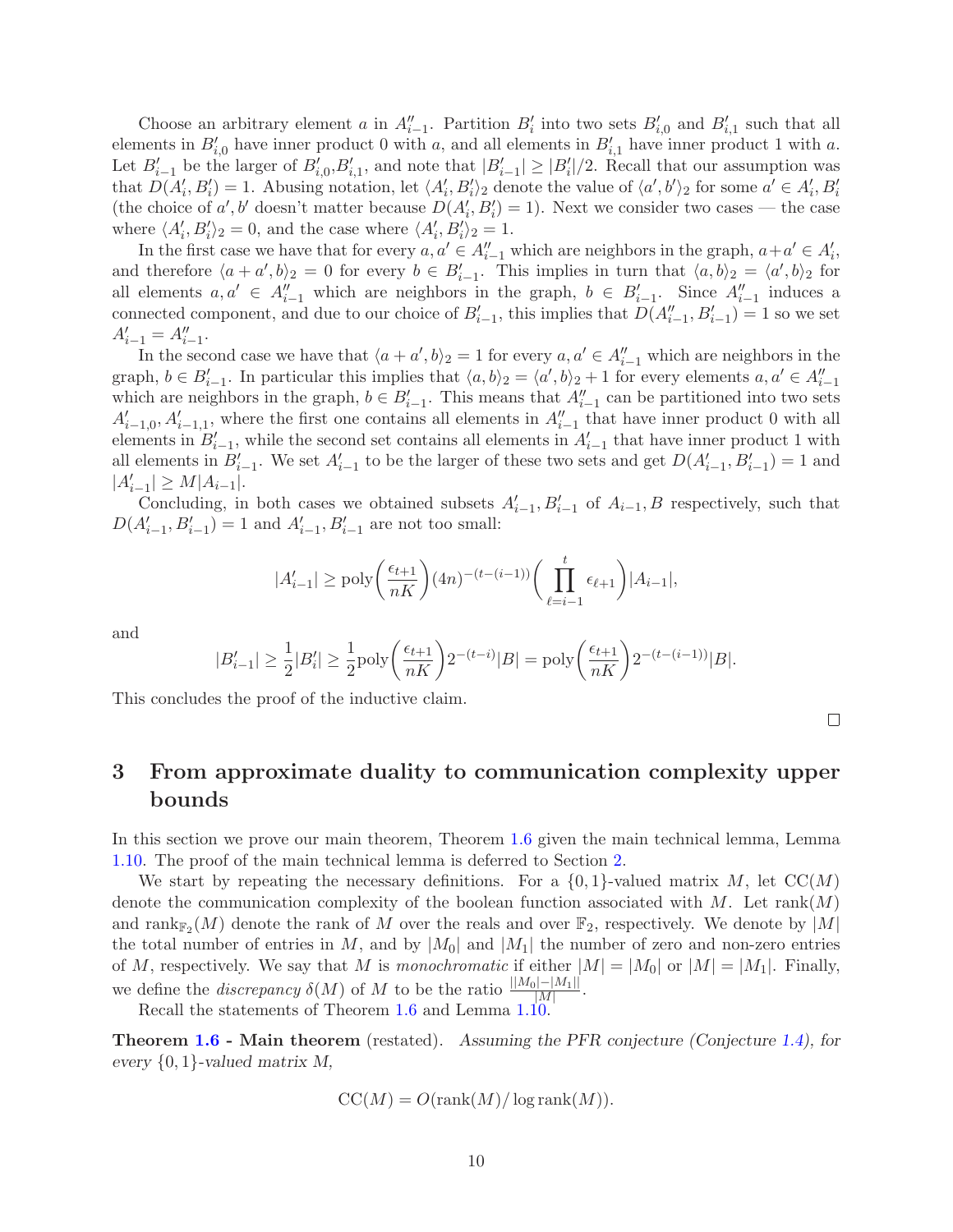Choose an arbitrary element $a$ in $A''_{i-1}$. Partition $B'_i$ into two sets $B'_{i,0}$ and $B'_{i,1}$ such that all elements in $B'_{i,0}$ have inner product 0 with $a$, and all elements in $B'_{i,1}$ have inner product 1 with $a$. Let $B'_{i-1}$ be the larger of $B'_{i,0}$,$B'_{i,1}$, and note that $|B'_{i-1}| \geq |B'_i|/2$. Recall that our assumption was that $D(A'_i, B'_i) = 1$. Abusing notation, let $\langle A'_i, B'_i \rangle_2$ denote the value of $\langle a', b' \rangle_2$ for some $a' \in A'_i, B'_i$ (the choice of $a', b'$ doesn't matter because $D(A'_i, B'_i) = 1$). Next we consider two cases — the case where $\langle A'_i, B'_i \rangle_2 = 0$, and the case where $\langle A'_i, B'_i \rangle_2 = 1$.

In the first case we have that for every $a, a' \in A''_{i-1}$ which are neighbors in the graph, $a + a' \in A'_i$, and therefore $\langle a + a', b \rangle_2 = 0$ for every $b \in B'_{i-1}$. This implies in turn that $\langle a, b \rangle_2 = \langle a', b \rangle_2$ for all elements $a, a' \in A''_{i-1}$ which are neighbors in the graph, $b \in B'_{i-1}$. Since $A''_{i-1}$ induces a connected component, and due to our choice of $B'_{i-1}$, this implies that $D(A''_{i-1}, B'_{i-1}) = 1$ so we set $A'_{i-1} = A''_{i-1}$.

In the second case we have that $\langle a + a', b \rangle_2 = 1$ for every $a, a' \in A''_{i-1}$ which are neighbors in the graph, $b \in B'_{i-1}$. In particular this implies that $\langle a, b \rangle_2 = \langle a', b \rangle_2 + 1$ for every elements $a, a' \in A''_{i-1}$ which are neighbors in the graph, $b \in B'_{i-1}$. This means that $A''_{i-1}$ can be partitioned into two sets $A'_{i-1,0}, A'_{i-1,1}$, where the first one contains all elements in $A''_{i-1}$ that have inner product 0 with all elements in $B'_{i-1}$, while the second set contains all elements in $A'_{i-1}$ that have inner product 1 with all elements in $B'_{i-1}$. We set $A'_{i-1}$ to be the larger of these two sets and get $D(A'_{i-1}, B'_{i-1}) = 1$ and $|A'_{i-1}| \geq M|A_{i-1}|$.

Concluding, in both cases we obtained subsets $A'_{i-1}, B'_{i-1}$ of $A_{i-1}, B$ respectively, such that $D(A'_{i-1}, B'_{i-1}) = 1$ and $A'_{i-1}, B'_{i-1}$ are not too small:

$$|A'_{i-1}| \geq \text{poly}\left(\frac{\epsilon_{t+1}}{nK}\right)(4n)^{-(t-(i-1))}\left(\prod_{\ell=i-1}^{t} \epsilon_{\ell+1}\right)|A_{i-1}|,$$

and

$$|B'_{i-1}| \geq \frac{1}{2}|B'_i| \geq \frac{1}{2}\text{poly}\left(\frac{\epsilon_{t+1}}{nK}\right)2^{-(t-i)}|B| = \text{poly}\left(\frac{\epsilon_{t+1}}{nK}\right)2^{-(t-(i-1))}|B|.$$

This concludes the proof of the inductive claim.

□

# 3 From approximate duality to communication complexity upper bounds

In this section we prove our main theorem, Theorem 1.6 given the main technical lemma, Lemma 1.10. The proof of the main technical lemma is deferred to Section 2.

We start by repeating the necessary definitions. For a $\{0, 1\}$-valued matrix $M$, let $\text{CC}(M)$ denote the communication complexity of the boolean function associated with $M$. Let $\text{rank}(M)$ and $\text{rank}_{\mathbb{F}_2}(M)$ denote the rank of $M$ over the reals and over $\mathbb{F}_2$, respectively. We denote by $|M|$ the total number of entries in $M$, and by $|M_0|$ and $|M_1|$ the number of zero and non-zero entries of $M$, respectively. We say that $M$ is *monochromatic* if either $|M| = |M_0|$ or $|M| = |M_1|$. Finally, we define the *discrepancy* $\delta(M)$ of $M$ to be the ratio $\frac{||M_0| - |M_1||}{|M|}$.

Recall the statements of Theorem 1.6 and Lemma 1.10.

**Theorem 1.6 - Main theorem** (restated). *Assuming the PFR conjecture (Conjecture 1.4), for every $\{0, 1\}$-valued matrix $M$,*

$$\text{CC}(M) = O(\text{rank}(M)/\log \text{rank}(M)).$$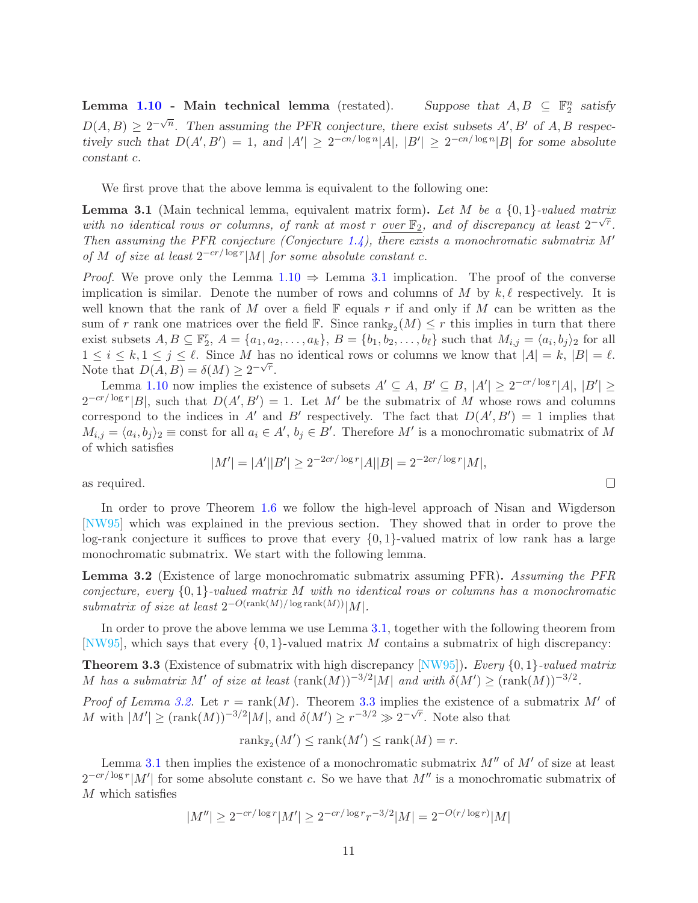**Lemma 1.10 - Main technical lemma** (restated). *Suppose that $A, B \subseteq \mathbb{F}_2^n$ satisfy $D(A,B) \geq 2^{-\sqrt{n}}$. Then assuming the PFR conjecture, there exist subsets $A', B'$ of $A, B$ respectively such that $D(A', B') = 1$, and $|A'| \geq 2^{-cn/\log n}|A|$, $|B'| \geq 2^{-cn/\log n}|B|$ for some absolute constant $c$.*

We first prove that the above lemma is equivalent to the following one:

**Lemma 3.1** (Main technical lemma, equivalent matrix form)**.** *Let $M$ be a $\{0,1\}$-valued matrix with no identical rows or columns, of rank at most $r$ <u>over $\mathbb{F}_2$</u>, and of discrepancy at least $2^{-\sqrt{r}}$. Then assuming the PFR conjecture (Conjecture 1.4), there exists a monochromatic submatrix $M'$ of $M$ of size at least $2^{-cr/\log r}|M|$ for some absolute constant $c$.*

*Proof.* We prove only the Lemma 1.10 $\Rightarrow$ Lemma 3.1 implication. The proof of the converse implication is similar. Denote the number of rows and columns of $M$ by $k, \ell$ respectively. It is well known that the rank of $M$ over a field $\mathbb{F}$ equals $r$ if and only if $M$ can be written as the sum of $r$ rank one matrices over the field $\mathbb{F}$. Since $\text{rank}_{\mathbb{F}_2}(M) \leq r$ this implies in turn that there exist subsets $A, B \subseteq \mathbb{F}_2^r$, $A = \{a_1, a_2, \ldots, a_k\}$, $B = \{b_1, b_2, \ldots, b_\ell\}$ such that $M_{i,j} = \langle a_i, b_j \rangle_2$ for all $1 \leq i \leq k, 1 \leq j \leq \ell$. Since $M$ has no identical rows or columns we know that $|A| = k$, $|B| = \ell$. Note that $D(A,B) = \delta(M) \geq 2^{-\sqrt{r}}$.

Lemma 1.10 now implies the existence of subsets $A' \subseteq A$, $B' \subseteq B$, $|A'| \geq 2^{-cr/\log r}|A|$, $|B'| \geq 2^{-cr/\log r}|B|$, such that $D(A', B') = 1$. Let $M'$ be the submatrix of $M$ whose rows and columns correspond to the indices in $A'$ and $B'$ respectively. The fact that $D(A', B') = 1$ implies that $M_{i,j} = \langle a_i, b_j \rangle_2 \equiv \text{const}$ for all $a_i \in A'$, $b_j \in B'$. Therefore $M'$ is a monochromatic submatrix of $M$ of which satisfies

$$|M'| = |A'||B'| \geq 2^{-2cr/\log r}|A||B| = 2^{-2cr/\log r}|M|,$$

as required. $\square$

In order to prove Theorem 1.6 we follow the high-level approach of Nisan and Wigderson [NW95] which was explained in the previous section. They showed that in order to prove the log-rank conjecture it suffices to prove that every $\{0,1\}$-valued matrix of low rank has a large monochromatic submatrix. We start with the following lemma.

**Lemma 3.2** (Existence of large monochromatic submatrix assuming PFR)**.** *Assuming the PFR conjecture, every $\{0,1\}$-valued matrix $M$ with no identical rows or columns has a monochromatic submatrix of size at least $2^{-O(\text{rank}(M)/\log \text{rank}(M))}|M|$.*

In order to prove the above lemma we use Lemma 3.1, together with the following theorem from [NW95], which says that every $\{0,1\}$-valued matrix $M$ contains a submatrix of high discrepancy:

**Theorem 3.3** (Existence of submatrix with high discrepancy [NW95])**.** *Every $\{0,1\}$-valued matrix $M$ has a submatrix $M'$ of size at least $(\text{rank}(M))^{-3/2}|M|$ and with $\delta(M') \geq (\text{rank}(M))^{-3/2}$.*

*Proof of Lemma 3.2.* Let $r = \text{rank}(M)$. Theorem 3.3 implies the existence of a submatrix $M'$ of $M$ with $|M'| \geq (\text{rank}(M))^{-3/2}|M|$, and $\delta(M') \geq r^{-3/2} \gg 2^{-\sqrt{r}}$. Note also that

$$\text{rank}_{\mathbb{F}_2}(M') \leq \text{rank}(M') \leq \text{rank}(M) = r.$$

Lemma 3.1 then implies the existence of a monochromatic submatrix $M''$ of $M'$ of size at least $2^{-cr/\log r}|M'|$ for some absolute constant $c$. So we have that $M''$ is a monochromatic submatrix of $M$ which satisfies

$$|M''| \geq 2^{-cr/\log r}|M'| \geq 2^{-cr/\log r}r^{-3/2}|M| = 2^{-O(r/\log r)}|M|$$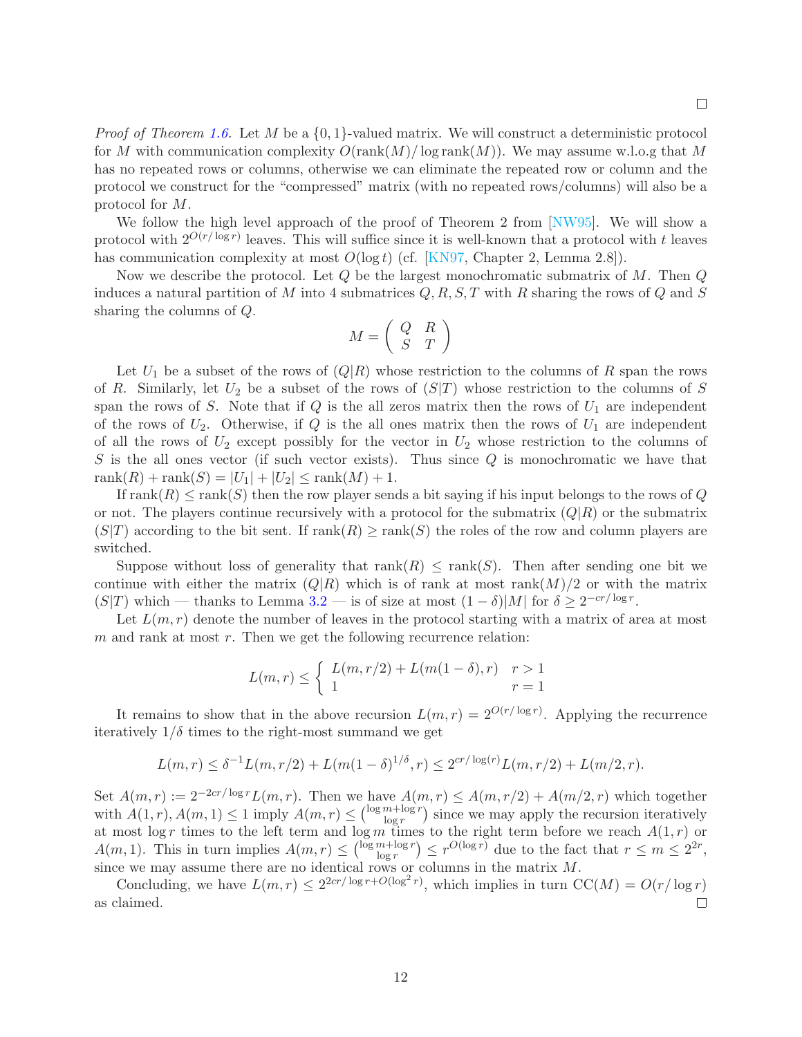□

*Proof of Theorem 1.6.* Let $M$ be a $\{0,1\}$-valued matrix. We will construct a deterministic protocol for $M$ with communication complexity $O(\text{rank}(M)/\log \text{rank}(M))$. We may assume w.l.o.g that $M$ has no repeated rows or columns, otherwise we can eliminate the repeated row or column and the protocol we construct for the "compressed" matrix (with no repeated rows/columns) will also be a protocol for $M$.

We follow the high level approach of the proof of Theorem 2 from [NW95]. We will show a protocol with $2^{O(r/\log r)}$ leaves. This will suffice since it is well-known that a protocol with $t$ leaves has communication complexity at most $O(\log t)$ (cf. [KN97, Chapter 2, Lemma 2.8]).

Now we describe the protocol. Let $Q$ be the largest monochromatic submatrix of $M$. Then $Q$ induces a natural partition of $M$ into 4 submatrices $Q, R, S, T$ with $R$ sharing the rows of $Q$ and $S$ sharing the columns of $Q$.

$$M = \begin{pmatrix} Q & R \\ S & T \end{pmatrix}$$

Let $U_1$ be a subset of the rows of $(Q|R)$ whose restriction to the columns of $R$ span the rows of $R$. Similarly, let $U_2$ be a subset of the rows of $(S|T)$ whose restriction to the columns of $S$ span the rows of $S$. Note that if $Q$ is the all zeros matrix then the rows of $U_1$ are independent of the rows of $U_2$. Otherwise, if $Q$ is the all ones matrix then the rows of $U_1$ are independent of all the rows of $U_2$ except possibly for the vector in $U_2$ whose restriction to the columns of $S$ is the all ones vector (if such vector exists). Thus since $Q$ is monochromatic we have that $\text{rank}(R) + \text{rank}(S) = |U_1| + |U_2| \le \text{rank}(M) + 1$.

If $\text{rank}(R) \le \text{rank}(S)$ then the row player sends a bit saying if his input belongs to the rows of $Q$ or not. The players continue recursively with a protocol for the submatrix $(Q|R)$ or the submatrix $(S|T)$ according to the bit sent. If $\text{rank}(R) \ge \text{rank}(S)$ the roles of the row and column players are switched.

Suppose without loss of generality that $\text{rank}(R) \le \text{rank}(S)$. Then after sending one bit we continue with either the matrix $(Q|R)$ which is of rank at most $\text{rank}(M)/2$ or with the matrix $(S|T)$ which — thanks to Lemma 3.2 — is of size at most $(1-\delta)|M|$ for $\delta \ge 2^{-cr/\log r}$.

Let $L(m, r)$ denote the number of leaves in the protocol starting with a matrix of area at most $m$ and rank at most $r$. Then we get the following recurrence relation:

$$L(m,r) \le \begin{cases} L(m, r/2) + L(m(1-\delta), r) & r > 1 \\ 1 & r = 1 \end{cases}$$

It remains to show that in the above recursion $L(m, r) = 2^{O(r/\log r)}$. Applying the recurrence iteratively $1/\delta$ times to the right-most summand we get

$$L(m,r) \le \delta^{-1} L(m, r/2) + L(m(1-\delta)^{1/\delta}, r) \le 2^{cr/\log(r)} L(m, r/2) + L(m/2, r).$$

Set $A(m,r) := 2^{-2cr/\log r} L(m,r)$. Then we have $A(m,r) \le A(m, r/2) + A(m/2, r)$ which together with $A(1,r), A(m,1) \le 1$ imply $A(m,r) \le \binom{\log m + \log r}{\log r}$ since we may apply the recursion iteratively at most $\log r$ times to the left term and $\log m$ times to the right term before we reach $A(1,r)$ or $A(m,1)$. This in turn implies $A(m,r) \le \binom{\log m + \log r}{\log r} \le r^{O(\log r)}$ due to the fact that $r \le m \le 2^{2r}$, since we may assume there are no identical rows or columns in the matrix $M$.

Concluding, we have $L(m,r) \le 2^{2cr/\log r + O(\log^2 r)}$, which implies in turn $\text{CC}(M) = O(r/\log r)$ as claimed. □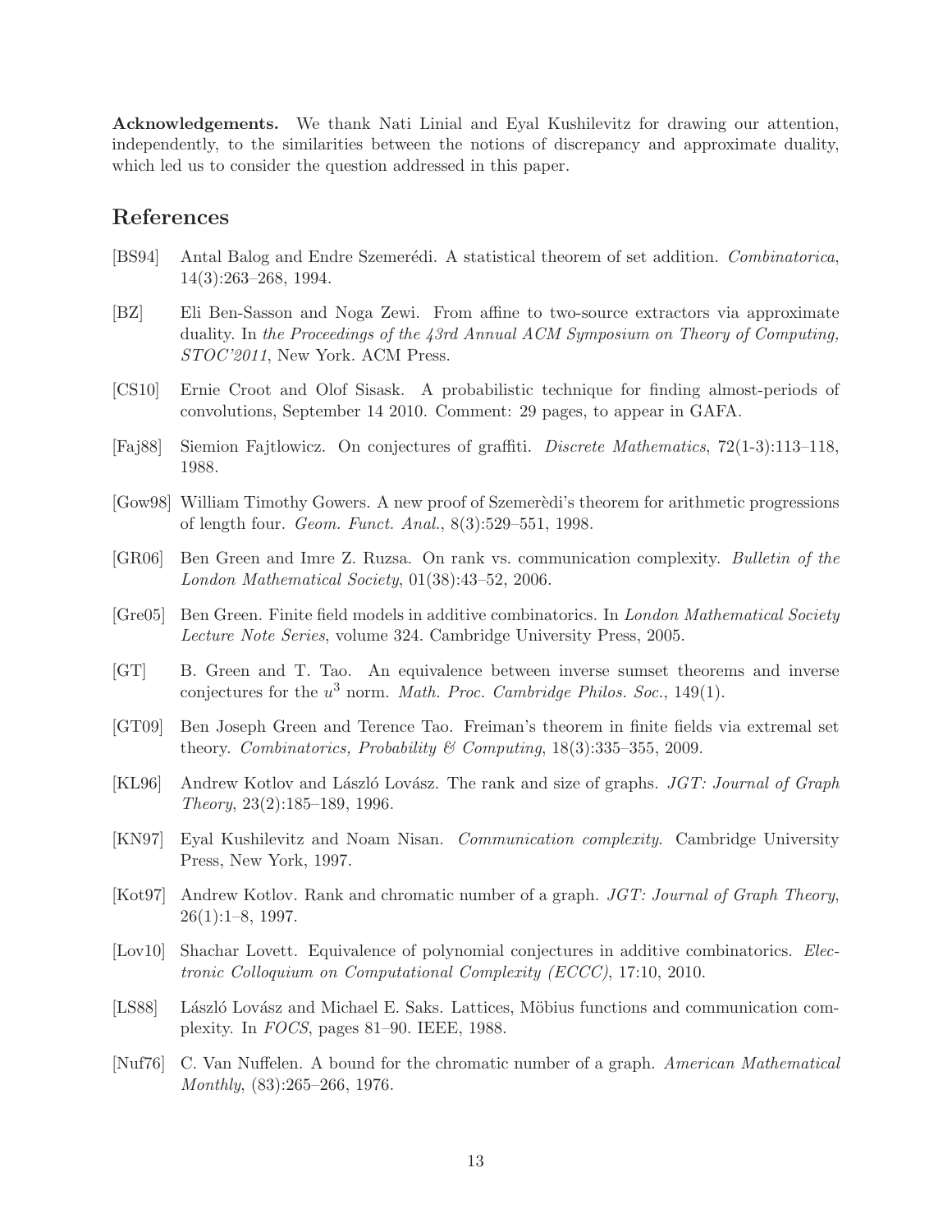**Acknowledgements.** We thank Nati Linial and Eyal Kushilevitz for drawing our attention, independently, to the similarities between the notions of discrepancy and approximate duality, which led us to consider the question addressed in this paper.

## References

[BS94] Antal Balog and Endre Szemerédi. A statistical theorem of set addition. *Combinatorica*, 14(3):263–268, 1994.

[BZ] Eli Ben-Sasson and Noga Zewi. From affine to two-source extractors via approximate duality. In *the Proceedings of the 43rd Annual ACM Symposium on Theory of Computing, STOC'2011*, New York. ACM Press.

[CS10] Ernie Croot and Olof Sisask. A probabilistic technique for finding almost-periods of convolutions, September 14 2010. Comment: 29 pages, to appear in GAFA.

[Faj88] Siemion Fajtlowicz. On conjectures of graffiti. *Discrete Mathematics*, 72(1-3):113–118, 1988.

[Gow98] William Timothy Gowers. A new proof of Szemerèdi's theorem for arithmetic progressions of length four. *Geom. Funct. Anal.*, 8(3):529–551, 1998.

[GR06] Ben Green and Imre Z. Ruzsa. On rank vs. communication complexity. *Bulletin of the London Mathematical Society*, 01(38):43–52, 2006.

[Gre05] Ben Green. Finite field models in additive combinatorics. In *London Mathematical Society Lecture Note Series*, volume 324. Cambridge University Press, 2005.

[GT] B. Green and T. Tao. An equivalence between inverse sumset theorems and inverse conjectures for the $u^3$ norm. *Math. Proc. Cambridge Philos. Soc.*, 149(1).

[GT09] Ben Joseph Green and Terence Tao. Freiman's theorem in finite fields via extremal set theory. *Combinatorics, Probability & Computing*, 18(3):335–355, 2009.

[KL96] Andrew Kotlov and László Lovász. The rank and size of graphs. *JGT: Journal of Graph Theory*, 23(2):185–189, 1996.

[KN97] Eyal Kushilevitz and Noam Nisan. *Communication complexity*. Cambridge University Press, New York, 1997.

[Kot97] Andrew Kotlov. Rank and chromatic number of a graph. *JGT: Journal of Graph Theory*, 26(1):1–8, 1997.

[Lov10] Shachar Lovett. Equivalence of polynomial conjectures in additive combinatorics. *Electronic Colloquium on Computational Complexity (ECCC)*, 17:10, 2010.

[LS88] László Lovász and Michael E. Saks. Lattices, Möbius functions and communication complexity. In *FOCS*, pages 81–90. IEEE, 1988.

[Nuf76] C. Van Nuffelen. A bound for the chromatic number of a graph. *American Mathematical Monthly*, (83):265–266, 1976.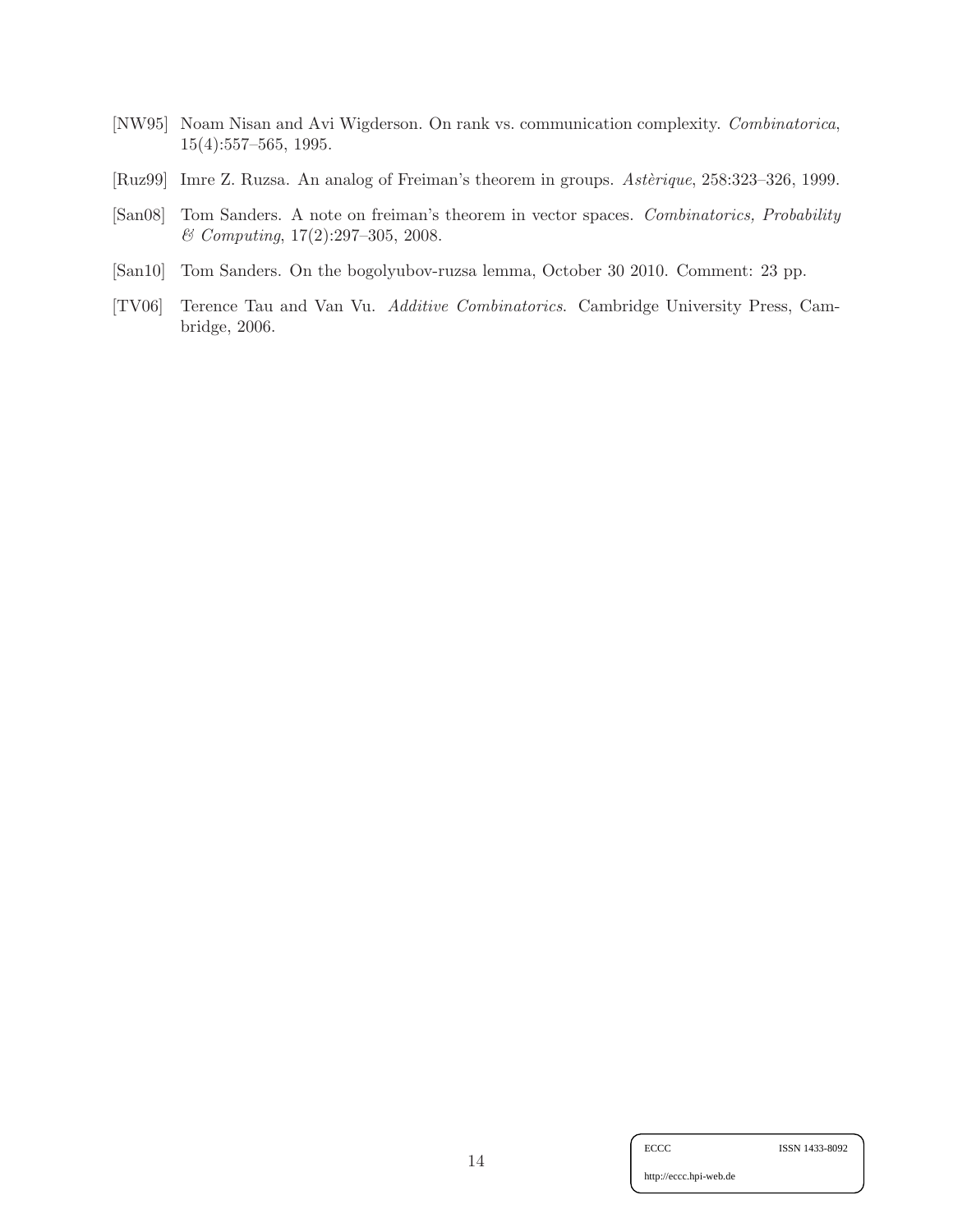[NW95] Noam Nisan and Avi Wigderson. On rank vs. communication complexity. *Combinatorica*, 15(4):557–565, 1995.

[Ruz99] Imre Z. Ruzsa. An analog of Freiman's theorem in groups. *Astèrique*, 258:323–326, 1999.

[San08] Tom Sanders. A note on freiman's theorem in vector spaces. *Combinatorics, Probability & Computing*, 17(2):297–305, 2008.

[San10] Tom Sanders. On the bogolyubov-ruzsa lemma, October 30 2010. Comment: 23 pp.

[TV06] Terence Tau and Van Vu. *Additive Combinatorics*. Cambridge University Press, Cambridge, 2006.

ECCC ISSN 1433-8092

http://eccc.hpi-web.de